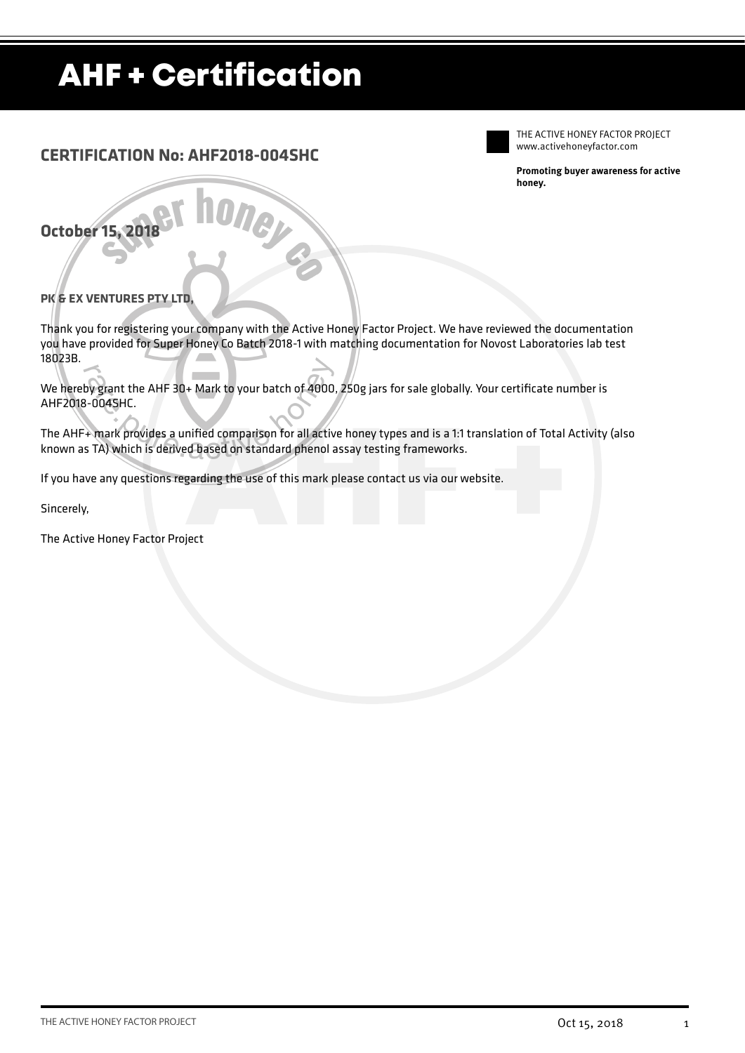# AHF + Certification

THE ACTIVE HONEY FACTOR PROJECT
www.activehoneyfactor.com

**Promoting buyer awareness for active honey.**

## CERTIFICATION No: AHF2018-004SHC

## October 15, 2018

**PK & EX VENTURES PTY LTD,**

Thank you for registering your company with the Active Honey Factor Project. We have reviewed the documentation you have provided for Super Honey Co Batch 2018-1 with matching documentation for Novost Laboratories lab test 18023B.

We hereby grant the AHF 30+ Mark to your batch of 4000, 250g jars for sale globally. Your certificate number is AHF2018-004SHC.

The AHF+ mark provides a unified comparison for all active honey types and is a 1:1 translation of Total Activity (also known as TA) which is derived based on standard phenol assay testing frameworks.

If you have any questions regarding the use of this mark please contact us via our website.

Sincerely,

The Active Honey Factor Project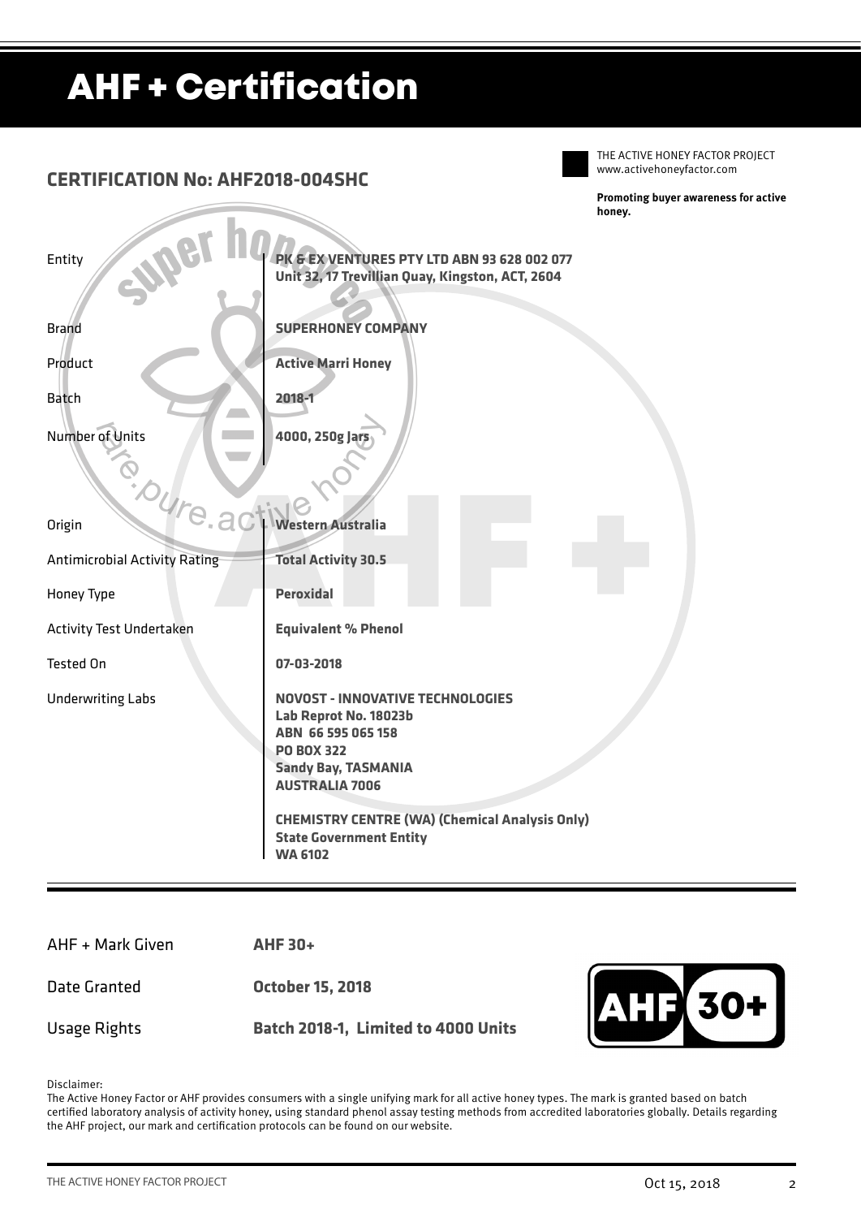# AHF + Certification

## CERTIFICATION No: AHF2018-004SHC

THE ACTIVE HONEY FACTOR PROJECT
www.activehoneyfactor.com

**Promoting buyer awareness for active honey.**

| | |
|---|---|
| Entity | **PK & EX VENTURES PTY LTD ABN 93 628 002 077**<br>**Unit 32, 17 Trevillian Quay, Kingston, ACT, 2604** |
| Brand | **SUPERHONEY COMPANY** |
| Product | **Active Marri Honey** |
| Batch | **2018-1** |
| Number of Units | **4000, 250g Jars** |
| Origin | **Western Australia** |
| Antimicrobial Activity Rating | **Total Activity 30.5** |
| Honey Type | **Peroxidal** |
| Activity Test Undertaken | **Equivalent % Phenol** |
| Tested On | **07-03-2018** |
| Underwriting Labs | **NOVOST - INNOVATIVE TECHNOLOGIES**<br>**Lab Reprot No. 18023b**<br>**ABN 66 595 065 158**<br>**PO BOX 322**<br>**Sandy Bay, TASMANIA**<br>**AUSTRALIA 7006**<br><br>**CHEMISTRY CENTRE (WA) (Chemical Analysis Only)**<br>**State Government Entity**<br>**WA 6102** |

| | |
|---|---|
| AHF + Mark Given | **AHF 30+** |
| Date Granted | **October 15, 2018** |
| Usage Rights | **Batch 2018-1, Limited to 4000 Units** |

AHF 30+

Disclaimer:
The Active Honey Factor or AHF provides consumers with a single unifying mark for all active honey types. The mark is granted based on batch certified laboratory analysis of activity honey, using standard phenol assay testing methods from accredited laboratories globally. Details regarding the AHF project, our mark and certification protocols can be found on our website.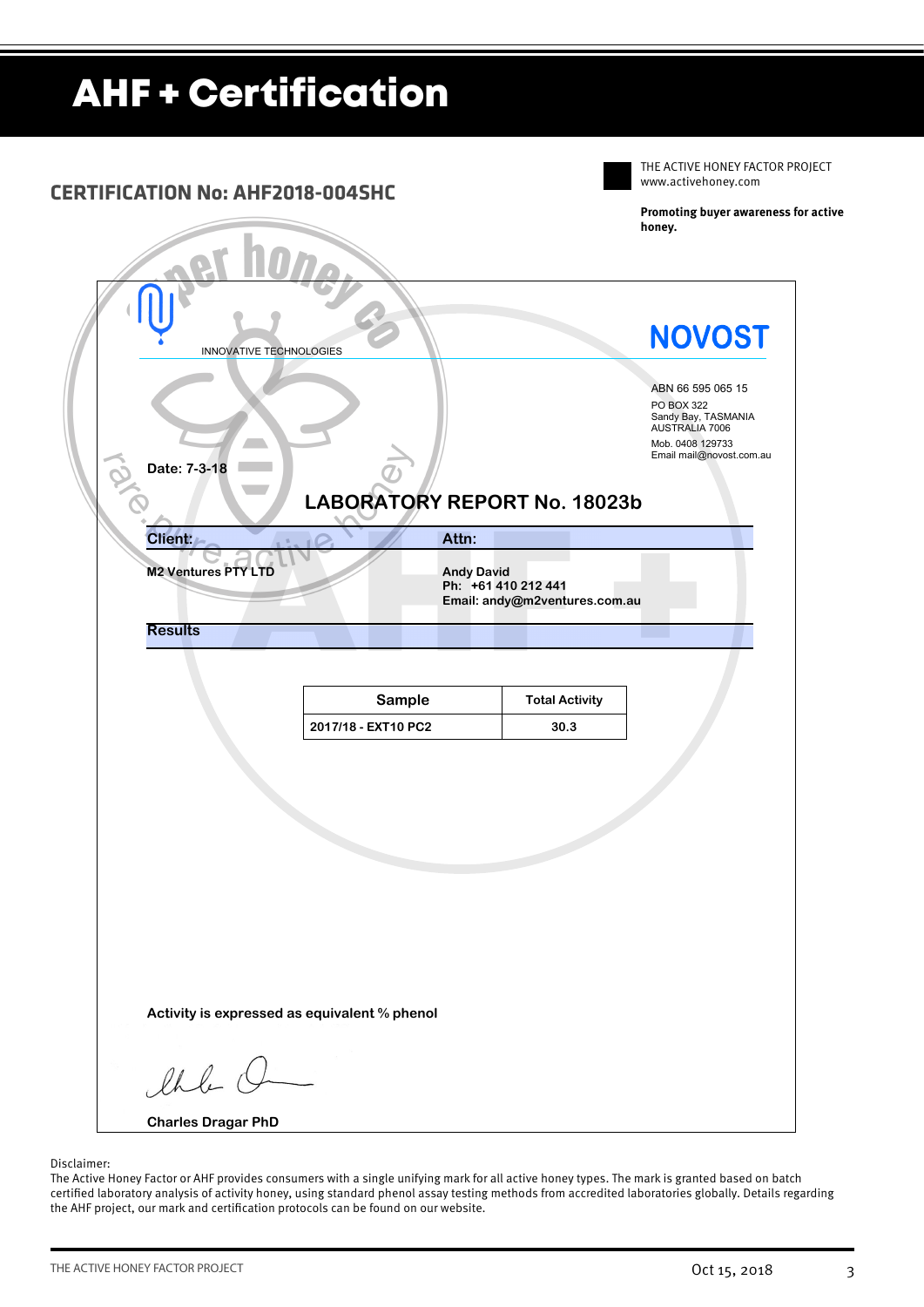# AHF + Certification

## CERTIFICATION No: AHF2018-004SHC

THE ACTIVE HONEY FACTOR PROJECT
www.activehoney.com

**Promoting buyer awareness for active honey.**

INNOVATIVE TECHNOLOGIES

**NOVOST**

ABN 66 595 065 15
PO BOX 322
Sandy Bay, TASMANIA
AUSTRALIA 7006
Mob. 0408 129733
Email mail@novost.com.au

**Date: 7-3-18**

## LABORATORY REPORT No. 18023b

**Client:**

**M2 Ventures PTY LTD**

**Attn:**

**Andy David**
**Ph: +61 410 212 441**
**Email: andy@m2ventures.com.au**

**Results**

| Sample | Total Activity |
|---|---|
| 2017/18 - EXT10 PC2 | 30.3 |

**Activity is expressed as equivalent % phenol**

**Charles Dragar PhD**

Disclaimer:
The Active Honey Factor or AHF provides consumers with a single unifying mark for all active honey types. The mark is granted based on batch certified laboratory analysis of activity honey, using standard phenol assay testing methods from accredited laboratories globally. Details regarding the AHF project, our mark and certification protocols can be found on our website.

Oct 15, 2018